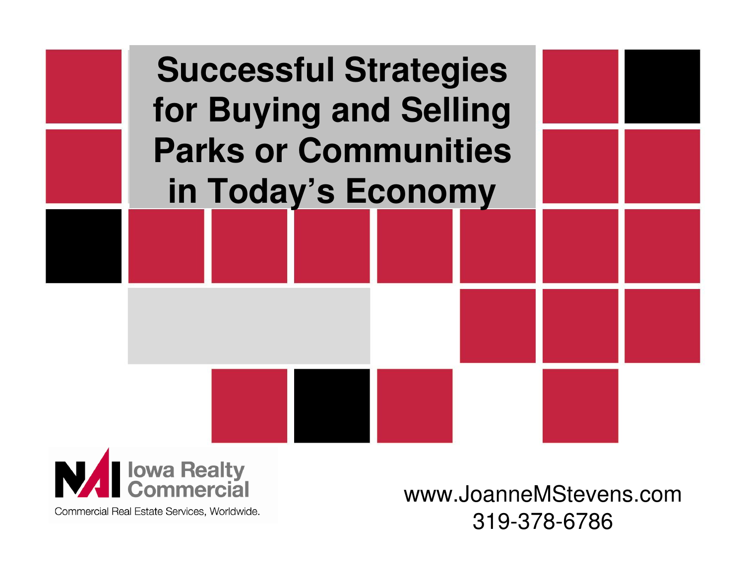# Successful Strategies for Buying and Selling Parks or Communities in Today's Economy

NAI Iowa Realty Commercial

Commercial Real Estate Services, Worldwide.

www.JoanneMStevens.com

319-378-6786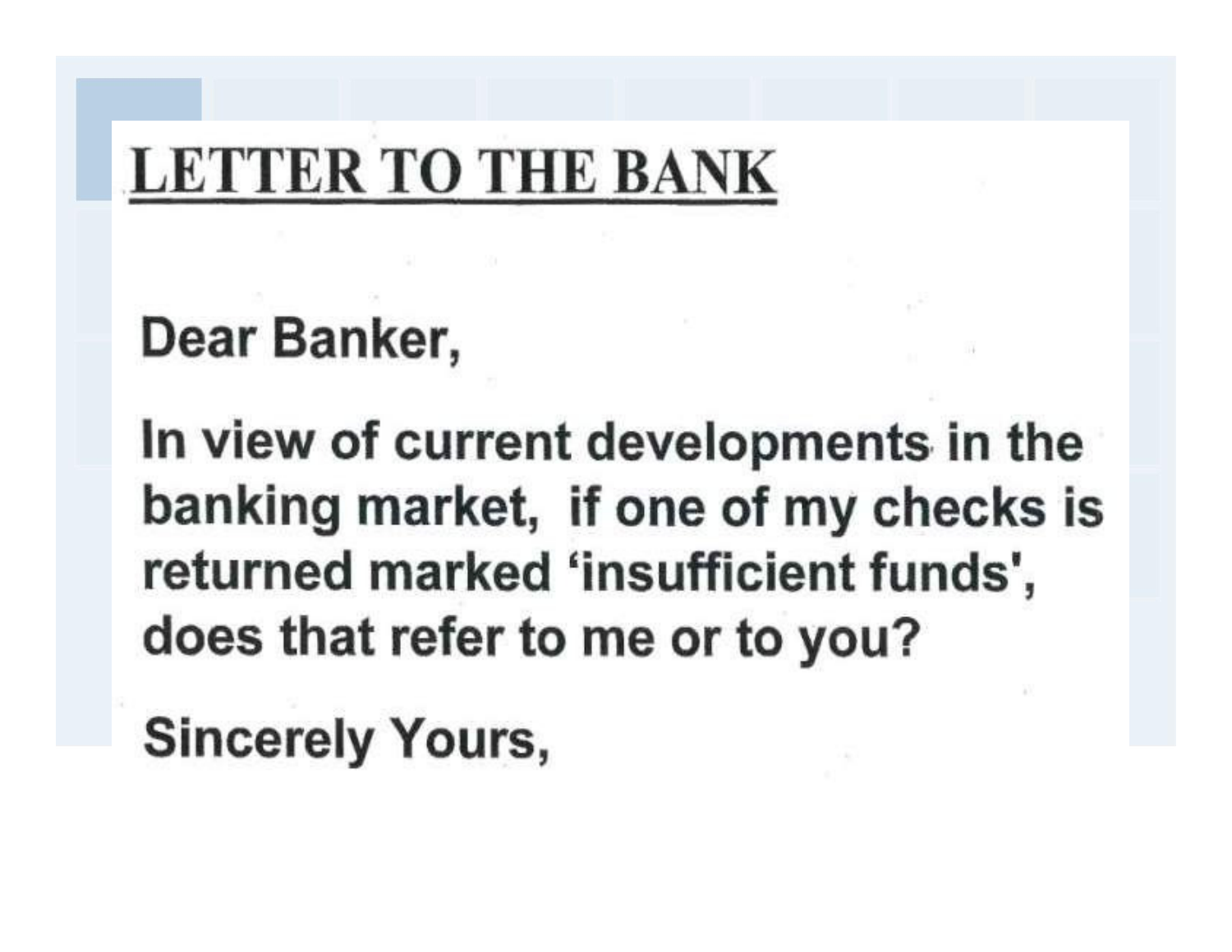# LETTER TO THE BANK

Dear Banker,

In view of current developments in the banking market, if one of my checks is returned marked ‘insufficient funds', does that refer to me or to you?

Sincerely Yours,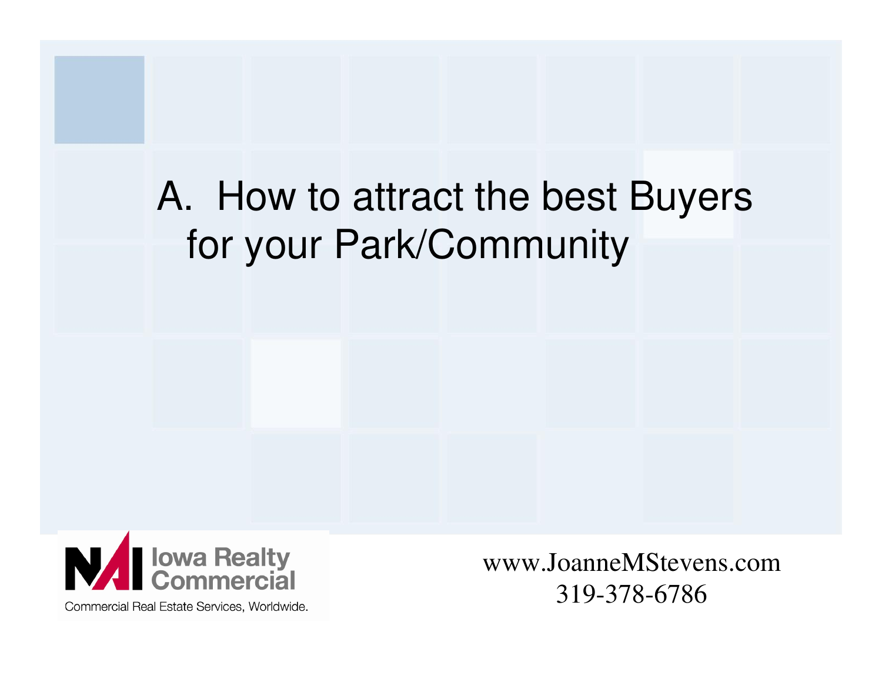# A. How to attract the best Buyers for your Park/Community

NAI Iowa Realty Commercial

Commercial Real Estate Services, Worldwide.

www.JoanneMStevens.com
319-378-6786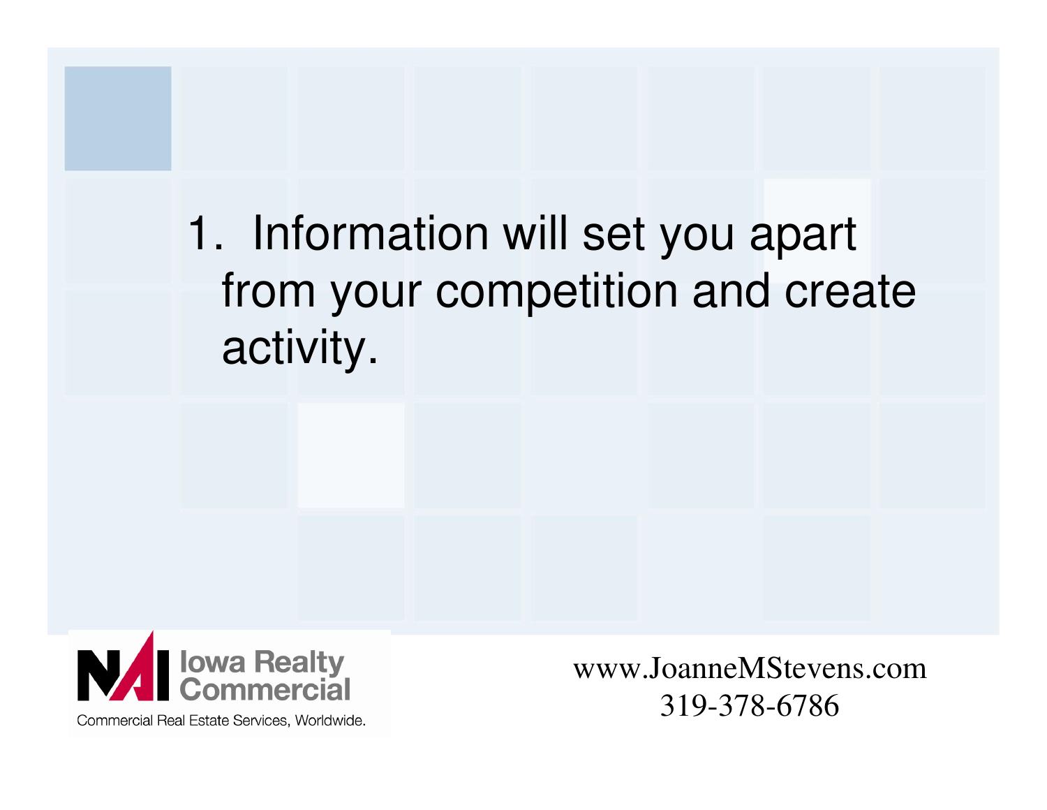1. Information will set you apart from your competition and create activity.

NAI Iowa Realty Commercial

Commercial Real Estate Services, Worldwide.

www.JoanneMStevens.com
319-378-6786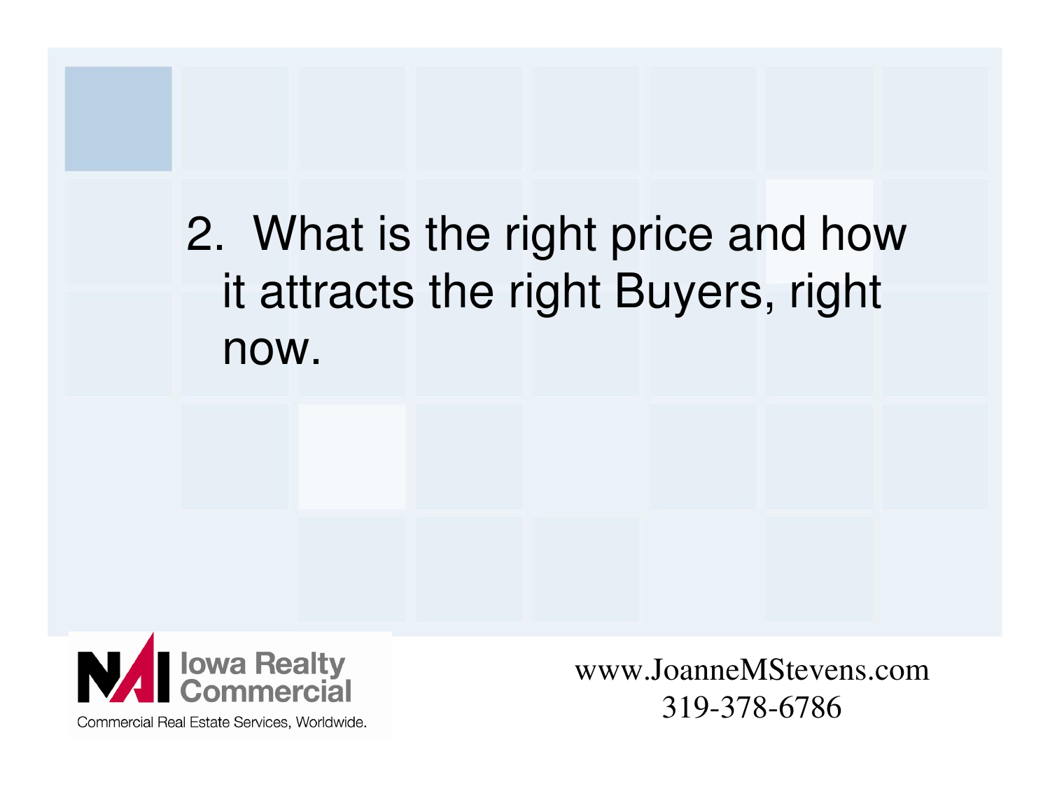2. What is the right price and how it attracts the right Buyers, right now.

NAI Iowa Realty Commercial

Commercial Real Estate Services, Worldwide.

www.JoanneMStevens.com
319-378-6786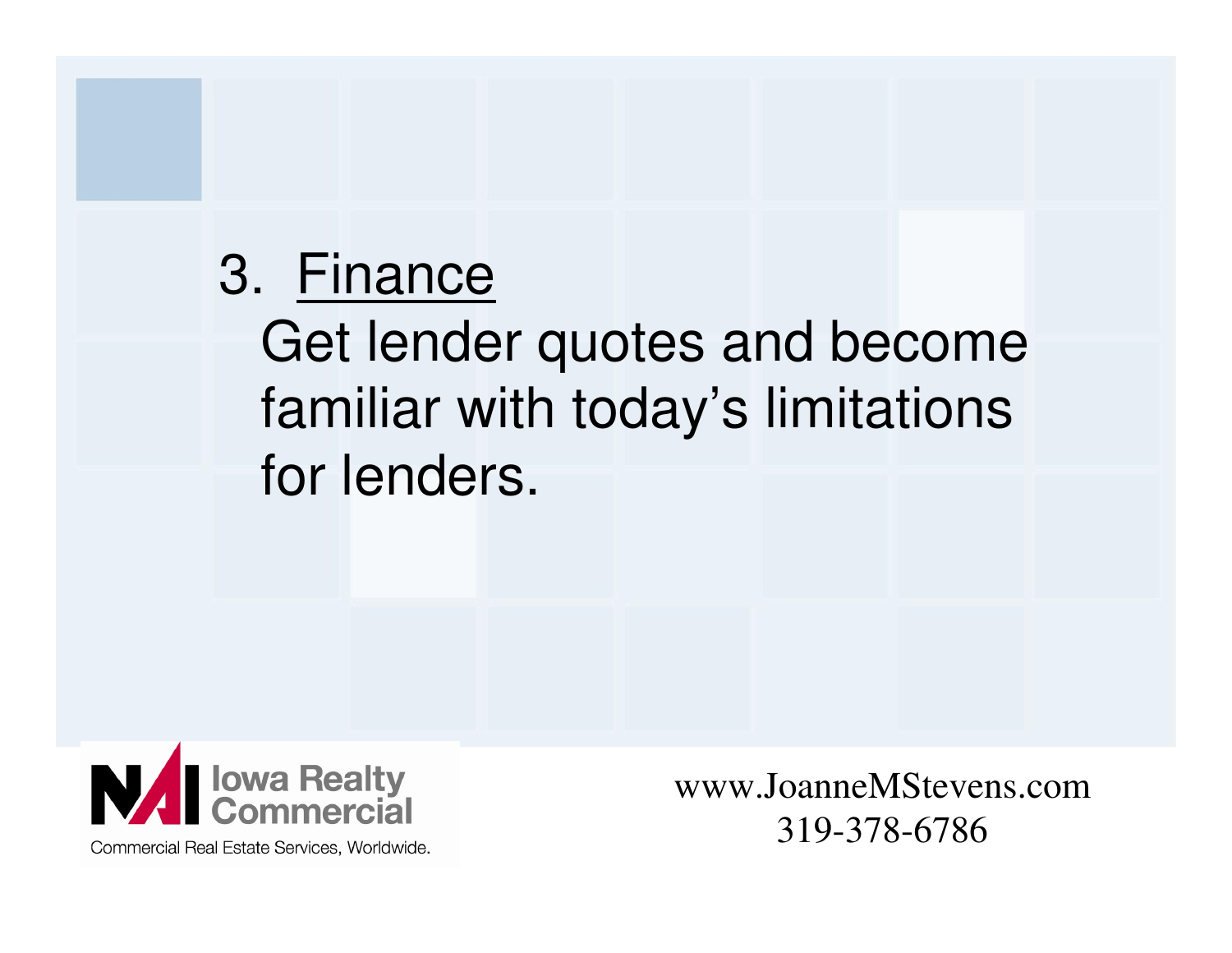3. Finance

Get lender quotes and become familiar with today's limitations for lenders.

Iowa Realty Commercial
Commercial Real Estate Services, Worldwide.

www.JoanneMStevens.com
319-378-6786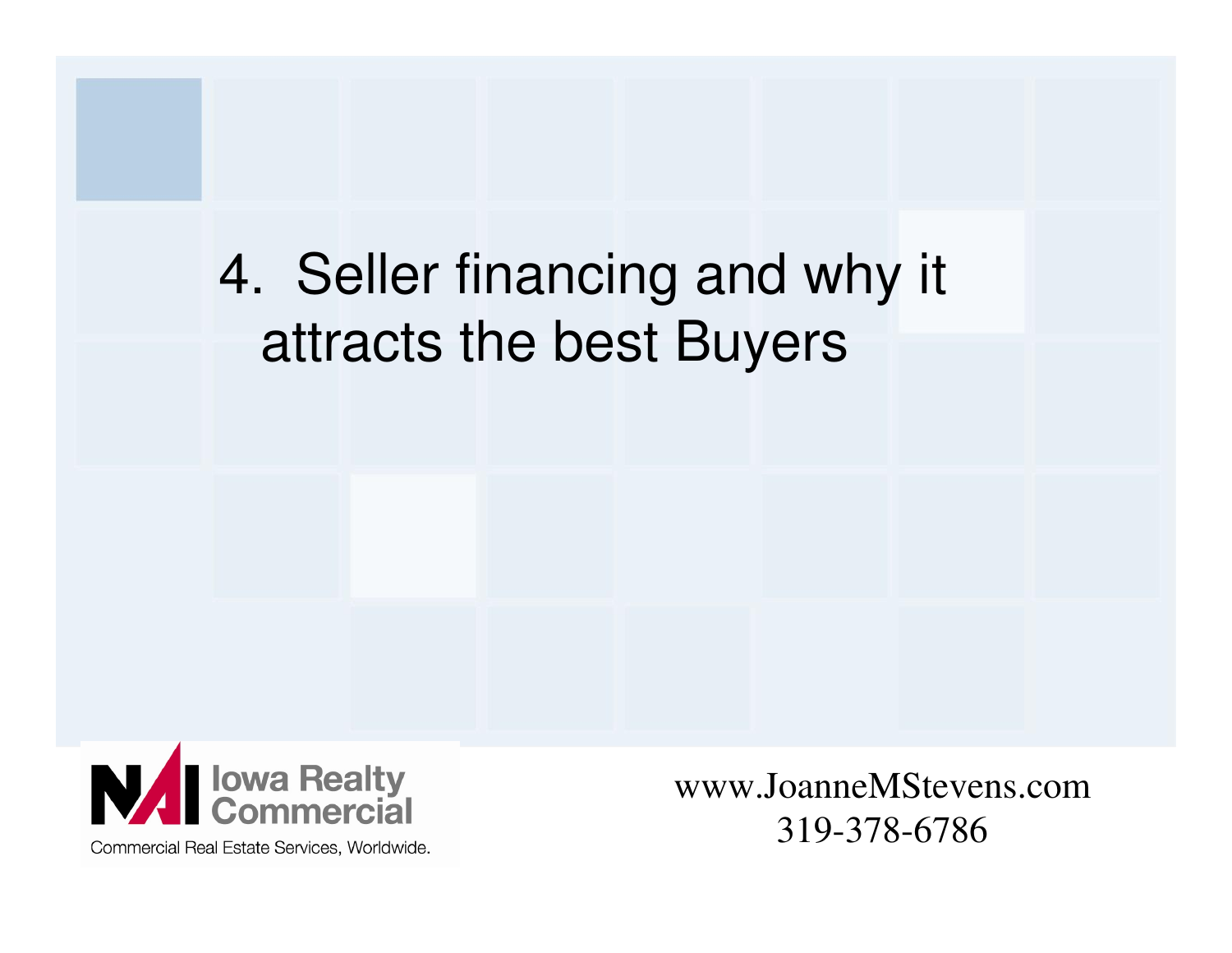# 4. Seller financing and why it attracts the best Buyers

Iowa Realty Commercial

Commercial Real Estate Services, Worldwide.

www.JoanneMStevens.com
319-378-6786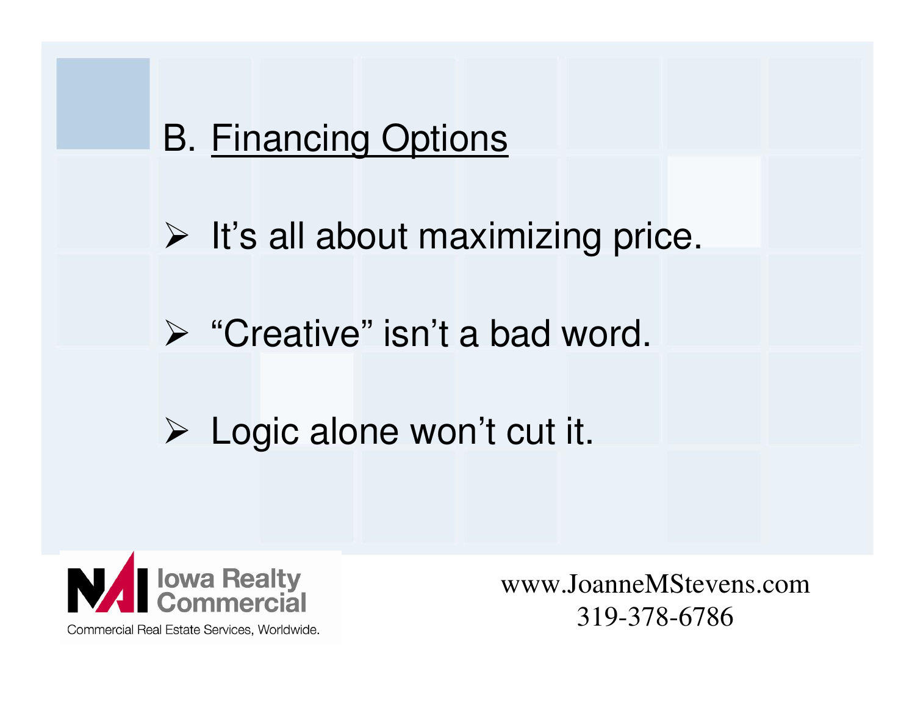## B. Financing Options

- It's all about maximizing price.
- "Creative" isn't a bad word.
- Logic alone won't cut it.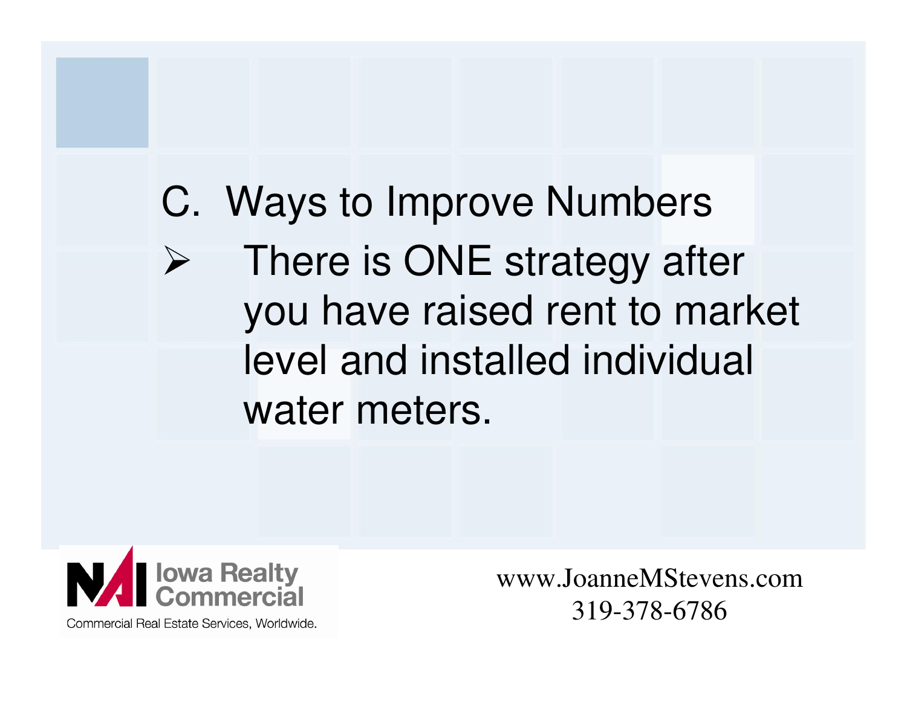## C. Ways to Improve Numbers

- There is ONE strategy after you have raised rent to market level and installed individual water meters.

NAI Iowa Realty Commercial
Commercial Real Estate Services, Worldwide.

www.JoanneMStevens.com
319-378-6786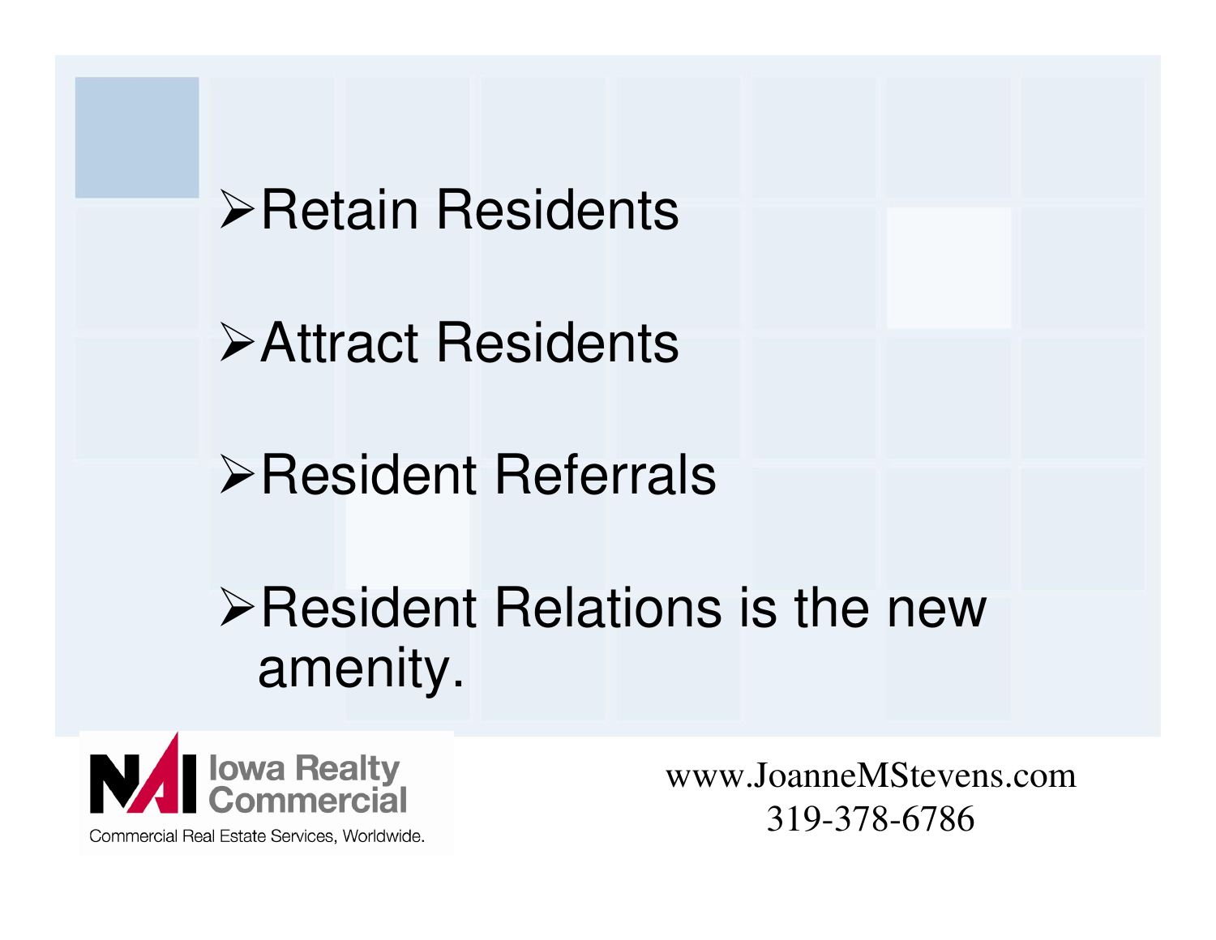- Retain Residents
- Attract Residents
- Resident Referrals
- Resident Relations is the new amenity.

NAI Iowa Realty Commercial
Commercial Real Estate Services, Worldwide.

www.JoanneMStevens.com
319-378-6786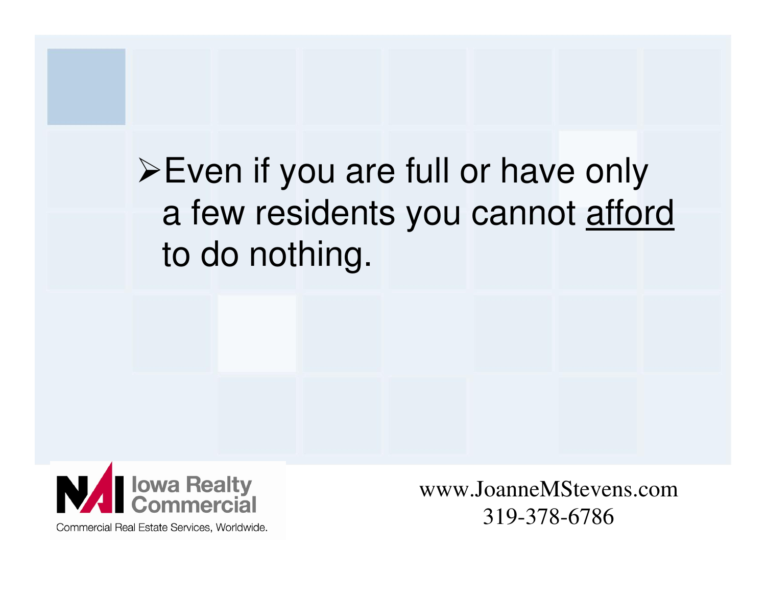- Even if you are full or have only a few residents you cannot <u>afford</u> to do nothing.

Iowa Realty Commercial

Commercial Real Estate Services, Worldwide.

www.JoanneMStevens.com
319-378-6786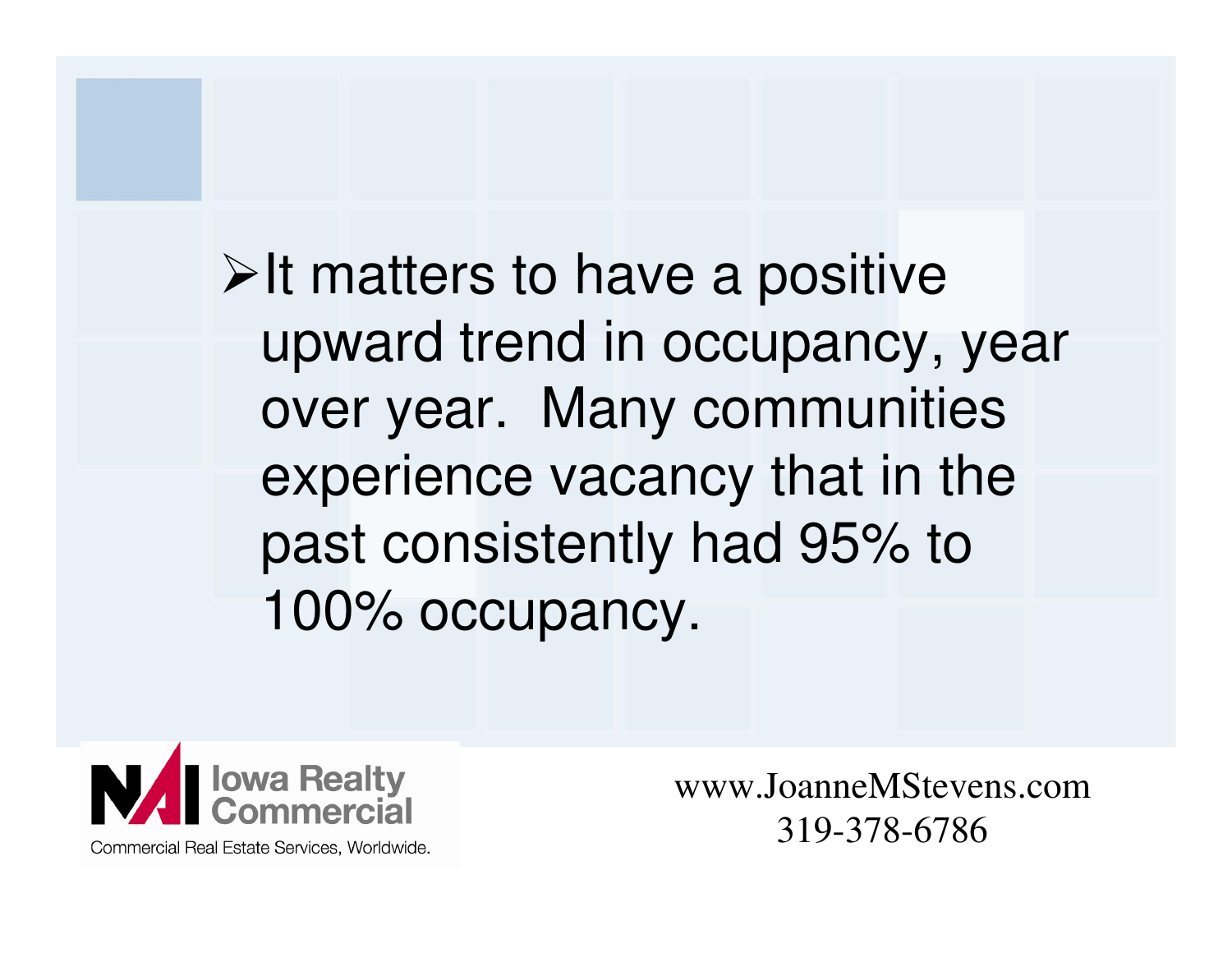- It matters to have a positive upward trend in occupancy, year over year. Many communities experience vacancy that in the past consistently had 95% to 100% occupancy.

NAI Iowa Realty Commercial
Commercial Real Estate Services, Worldwide.

www.JoanneMStevens.com
319-378-6786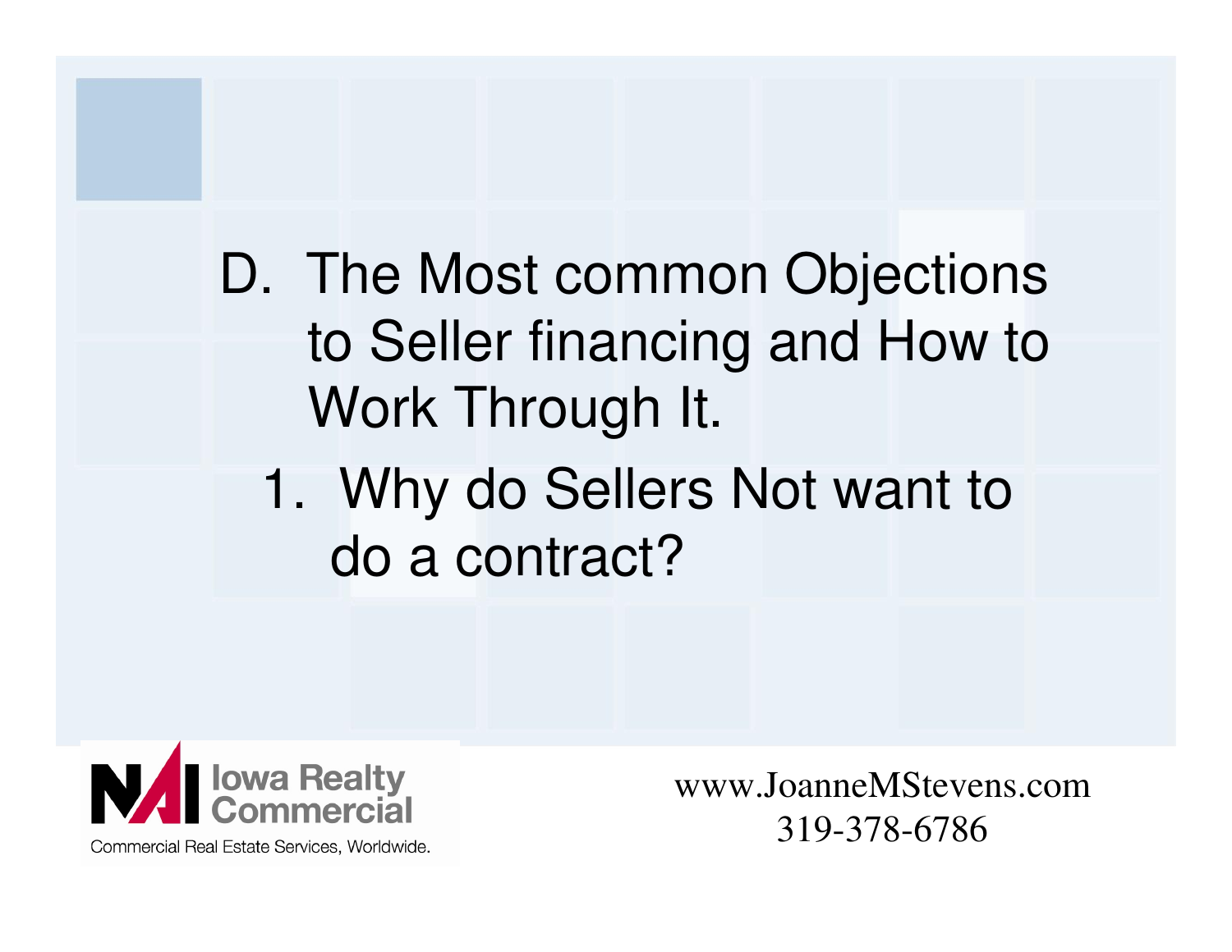D. The Most common Objections to Seller financing and How to Work Through It.

1. Why do Sellers Not want to do a contract?

NAI Iowa Realty Commercial

Commercial Real Estate Services, Worldwide.

www.JoanneMStevens.com

319-378-6786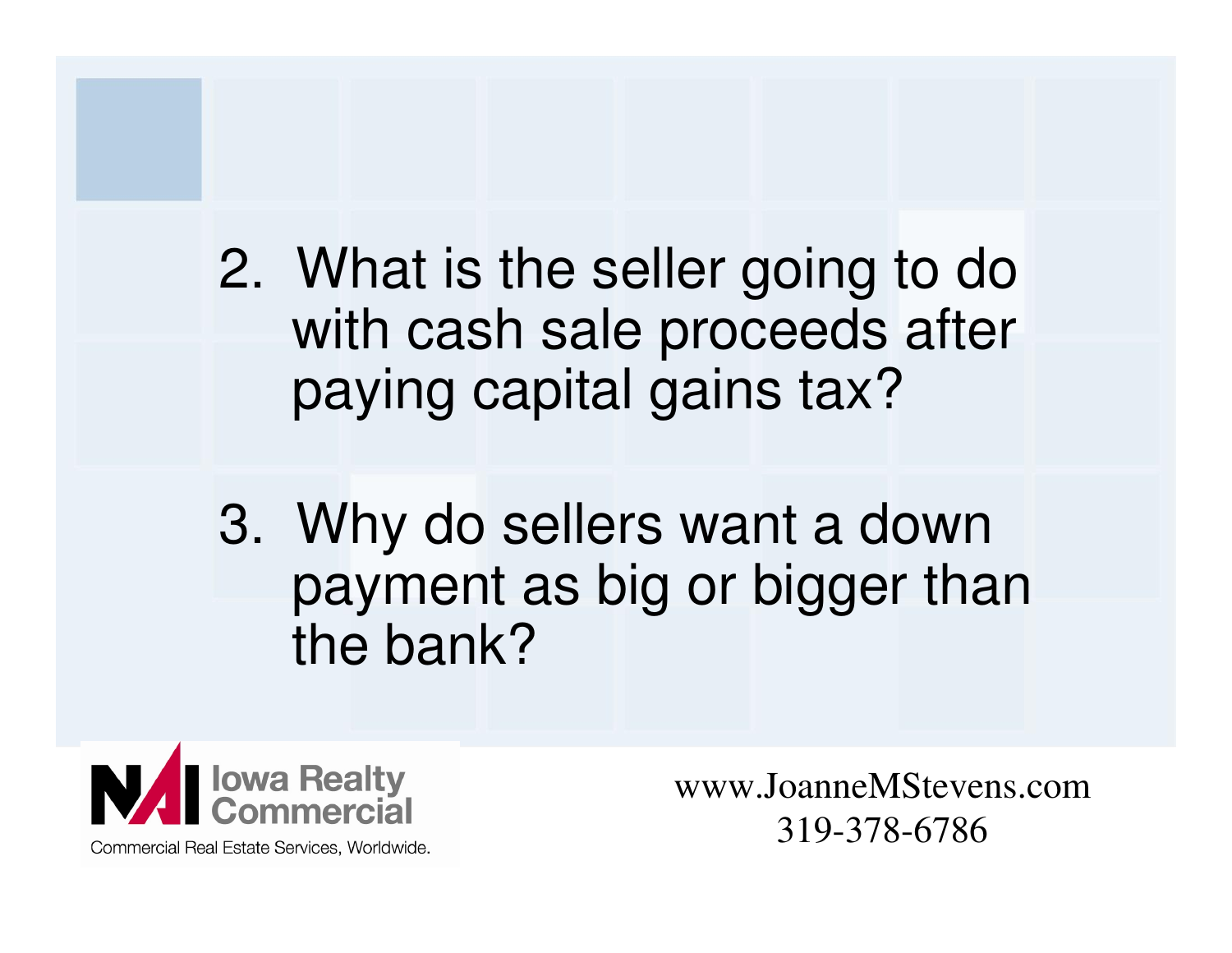2. What is the seller going to do with cash sale proceeds after paying capital gains tax?

3. Why do sellers want a down payment as big or bigger than the bank?

NAI Iowa Realty Commercial

Commercial Real Estate Services, Worldwide.

www.JoanneMStevens.com
319-378-6786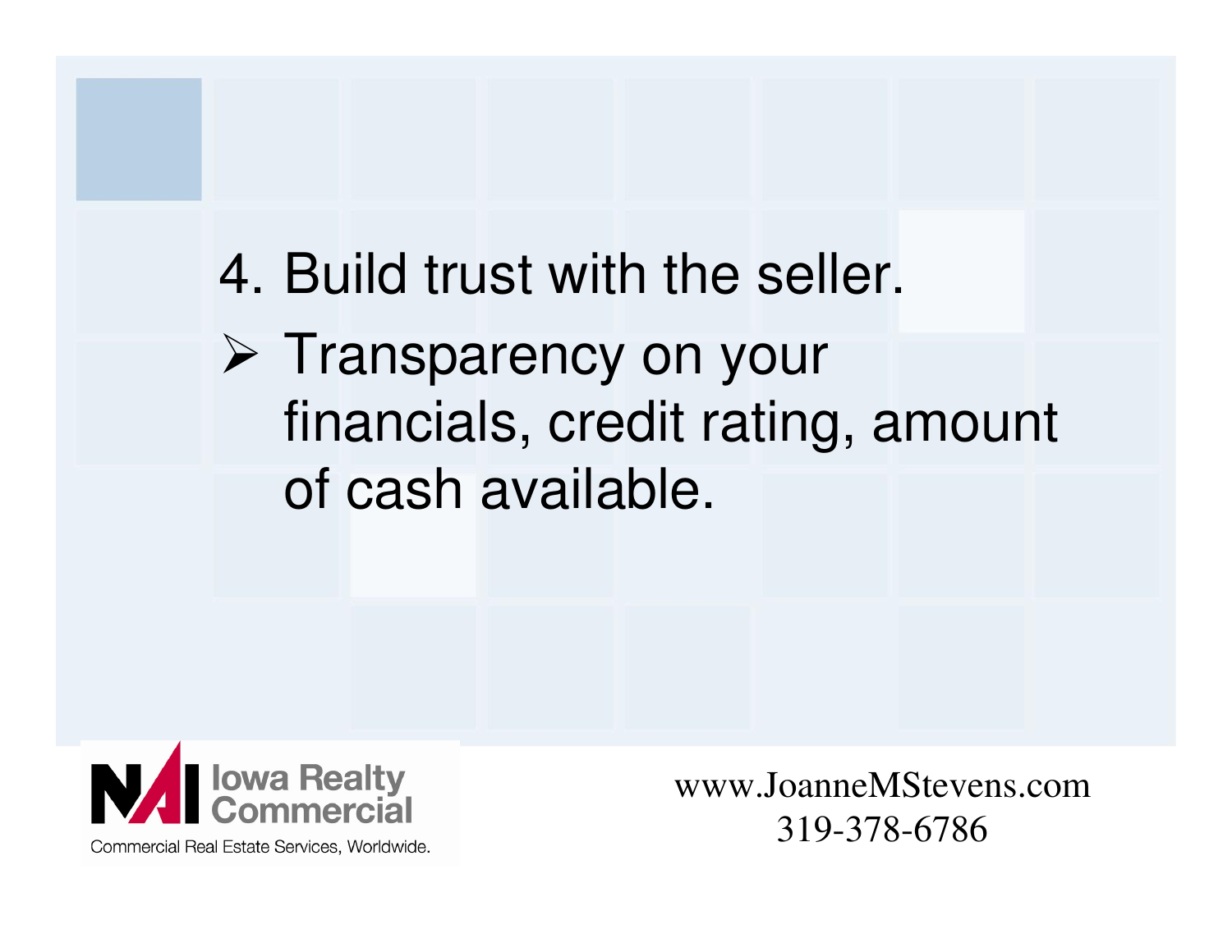4. Build trust with the seller.

- Transparency on your financials, credit rating, amount of cash available.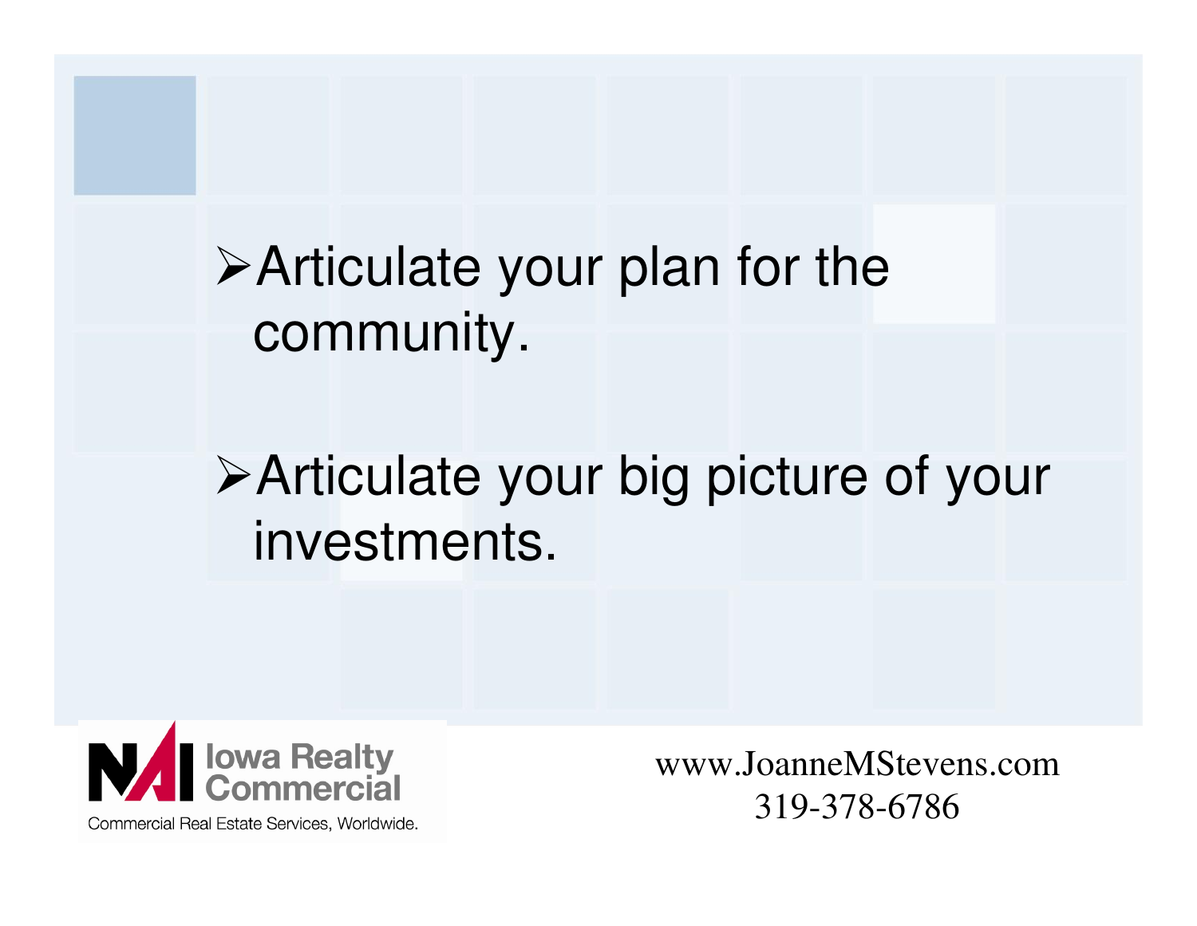- Articulate your plan for the community.

- Articulate your big picture of your investments.

NAI Iowa Realty Commercial

Commercial Real Estate Services, Worldwide.

www.JoanneMStevens.com
319-378-6786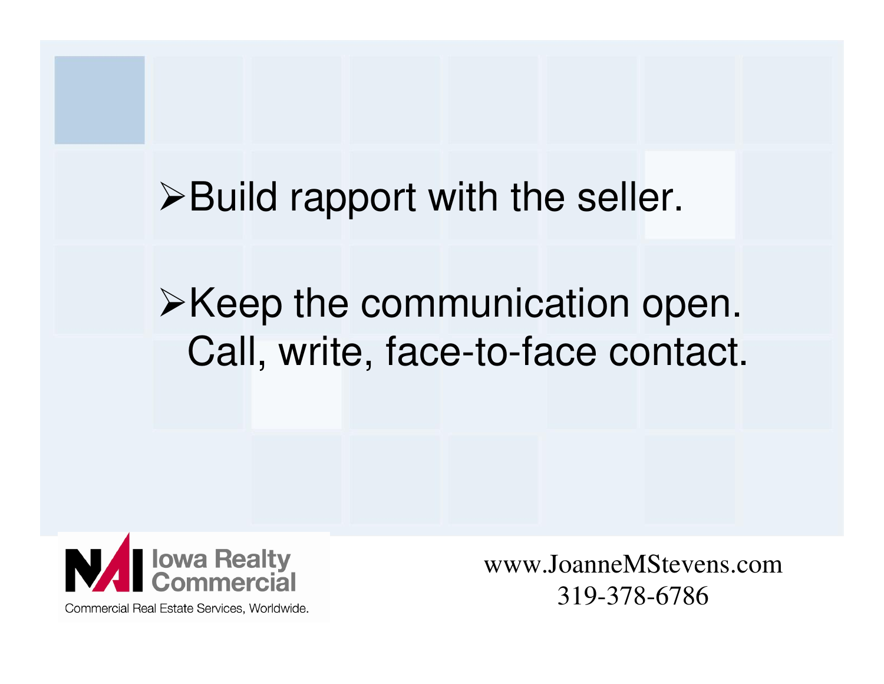- Build rapport with the seller.

- Keep the communication open. Call, write, face-to-face contact.

NAI Iowa Realty Commercial

Commercial Real Estate Services, Worldwide.

www.JoanneMStevens.com
319-378-6786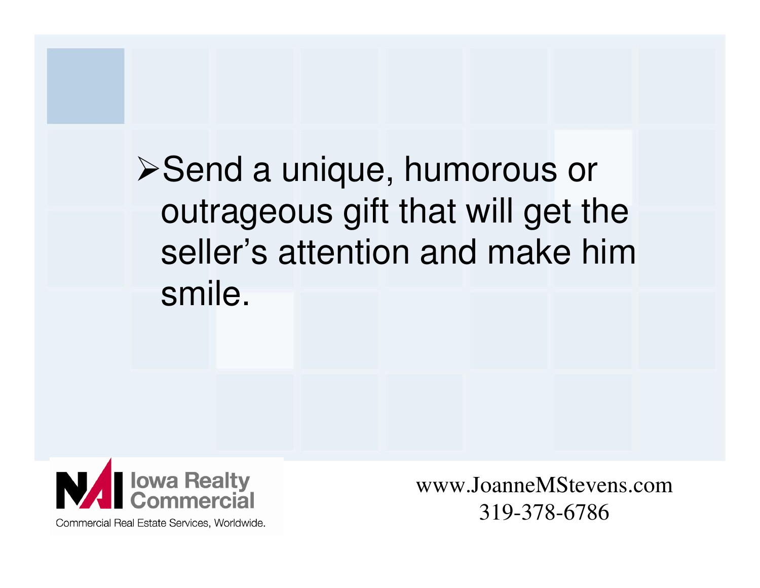- Send a unique, humorous or outrageous gift that will get the seller's attention and make him smile.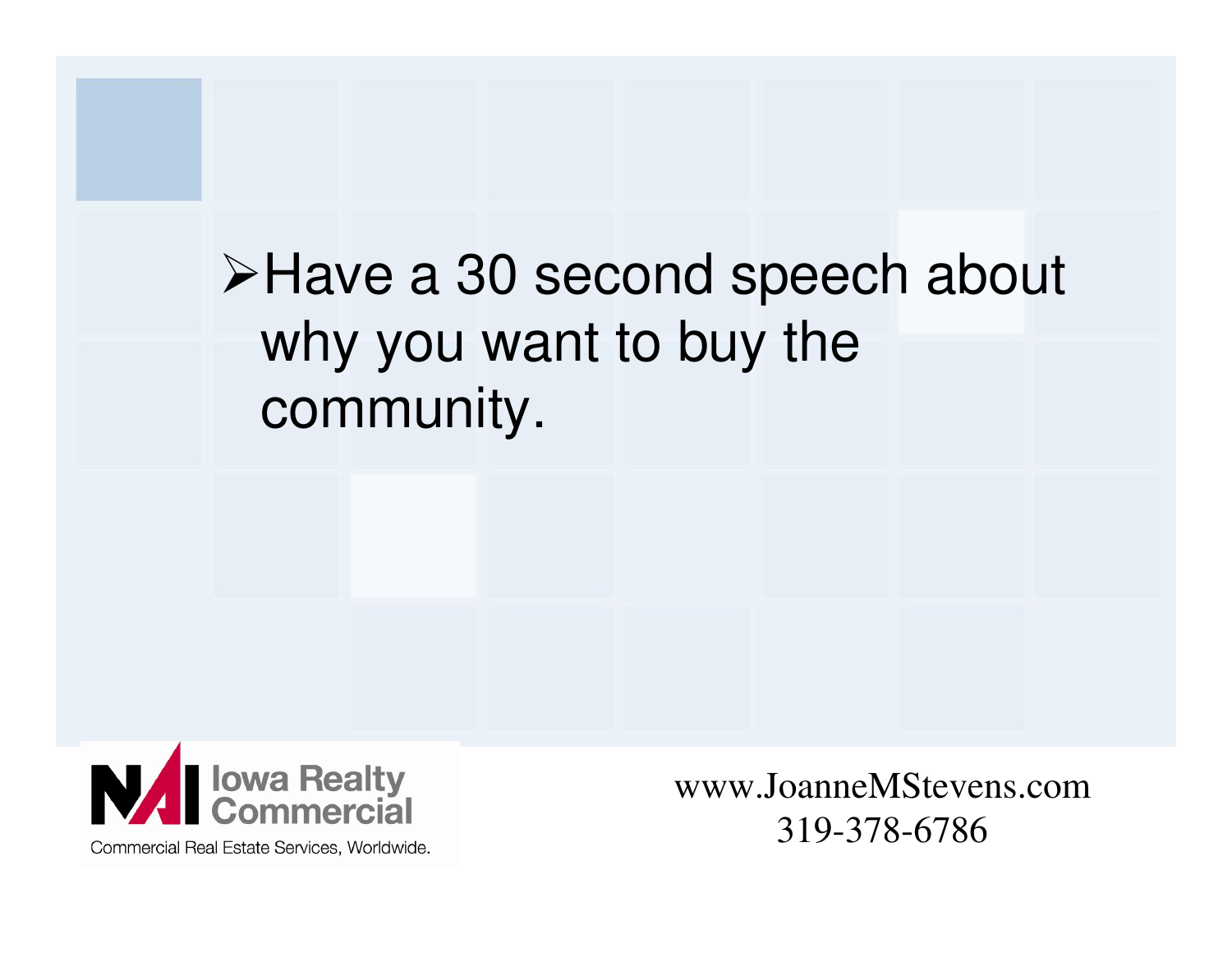- Have a 30 second speech about why you want to buy the community.

NAI Iowa Realty Commercial

Commercial Real Estate Services, Worldwide.

www.JoanneMStevens.com
319-378-6786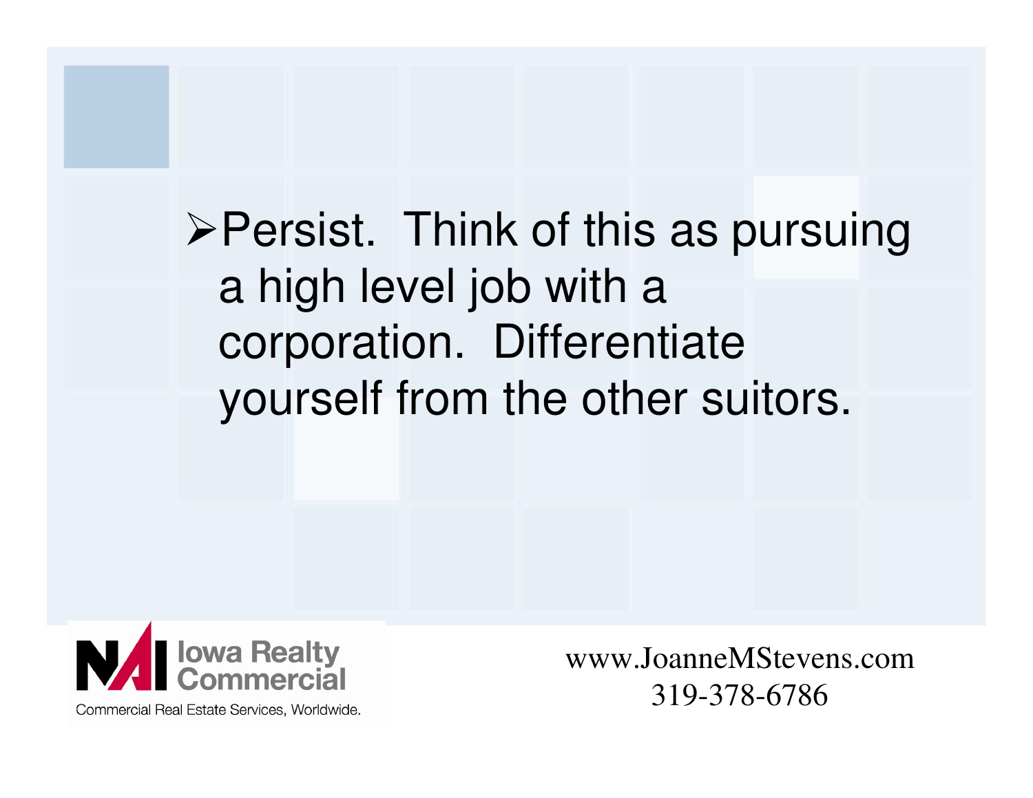- Persist. Think of this as pursuing a high level job with a corporation. Differentiate yourself from the other suitors.

NAI Iowa Realty Commercial

Commercial Real Estate Services, Worldwide.

www.JoanneMStevens.com
319-378-6786